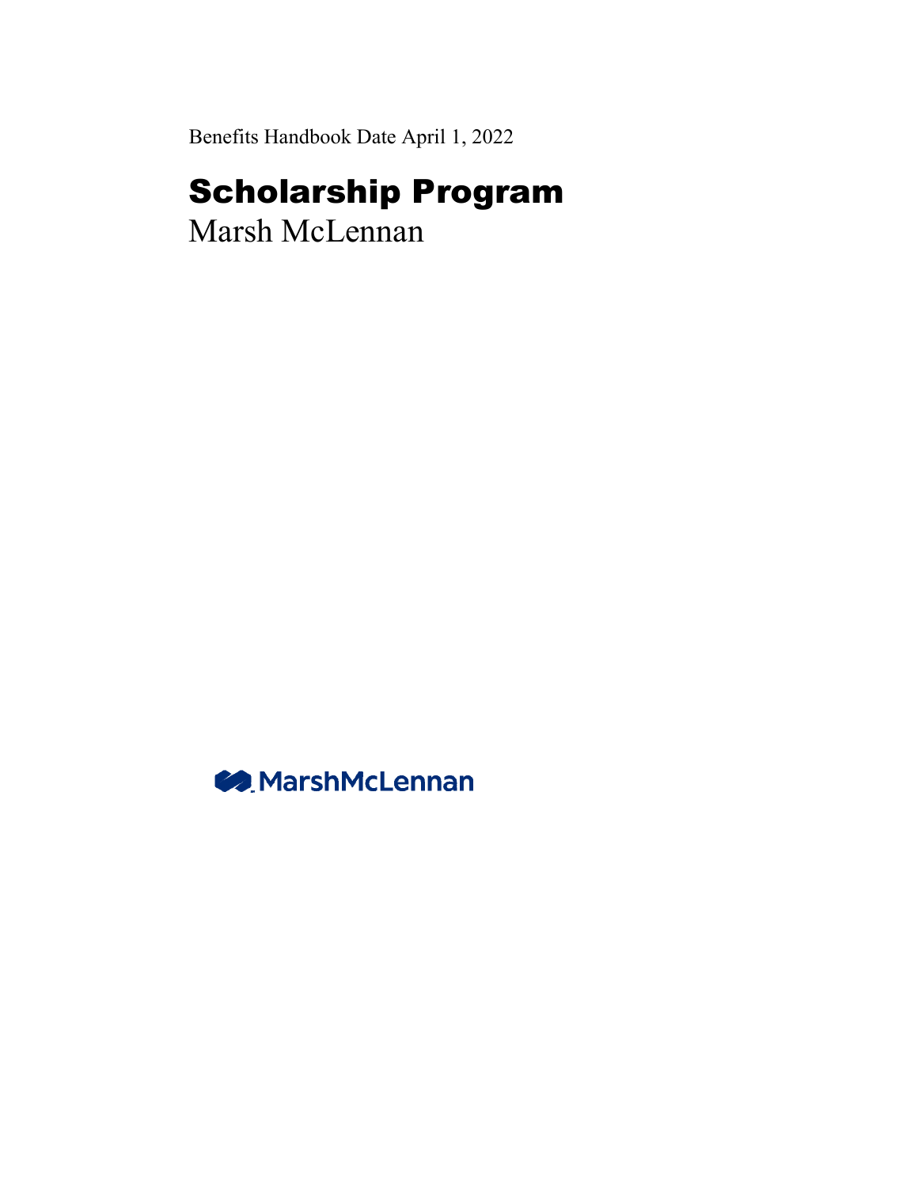Benefits Handbook Date April 1, 2022

# Scholarship Program

Marsh McLennan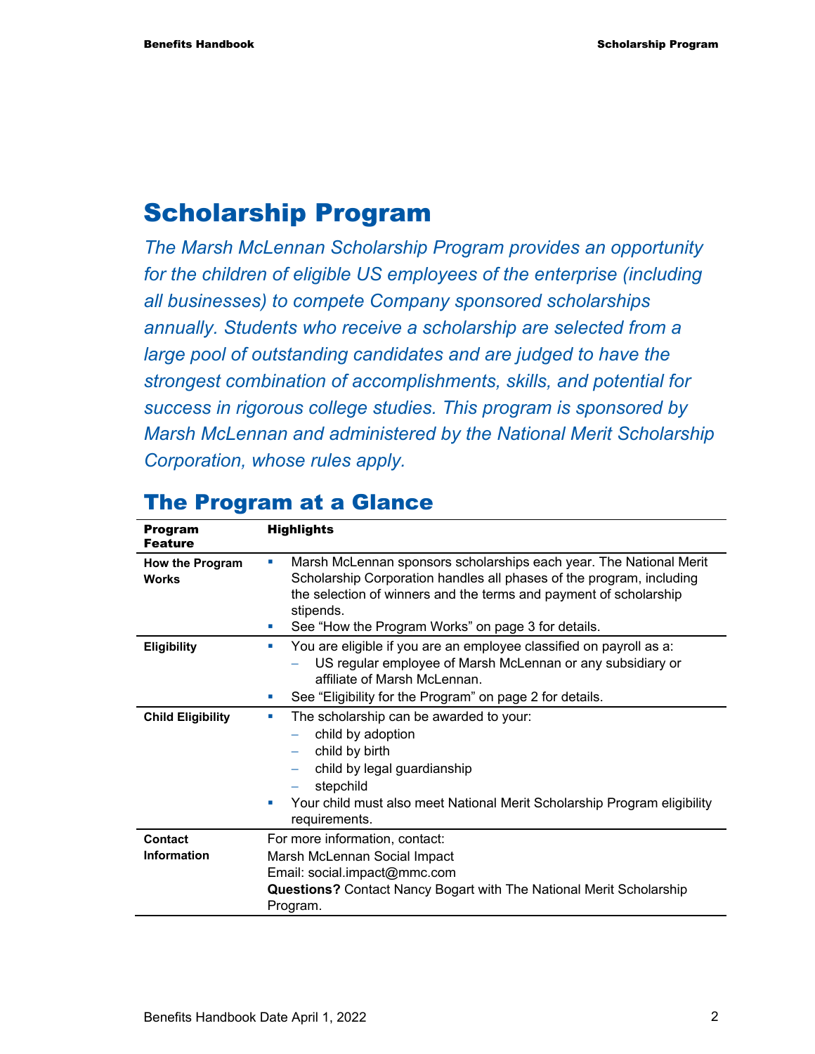# Scholarship Program

*The Marsh McLennan Scholarship Program provides an opportunity for the children of eligible US employees of the enterprise (including all businesses) to compete Company sponsored scholarships annually. Students who receive a scholarship are selected from a large pool of outstanding candidates and are judged to have the strongest combination of accomplishments, skills, and potential for success in rigorous college studies. This program is sponsored by Marsh McLennan and administered by the National Merit Scholarship Corporation, whose rules apply.*

## The Program at a Glance

| Program Feature | Highlights |
|---|---|
| **How the Program Works** | ▪ Marsh McLennan sponsors scholarships each year. The National Merit Scholarship Corporation handles all phases of the program, including the selection of winners and the terms and payment of scholarship stipends.<br>▪ See "How the Program Works" on page 3 for details. |
| **Eligibility** | ▪ You are eligible if you are an employee classified on payroll as a:<br>– US regular employee of Marsh McLennan or any subsidiary or affiliate of Marsh McLennan.<br>▪ See "Eligibility for the Program" on page 2 for details. |
| **Child Eligibility** | ▪ The scholarship can be awarded to your:<br>– child by adoption<br>– child by birth<br>– child by legal guardianship<br>– stepchild<br>▪ Your child must also meet National Merit Scholarship Program eligibility requirements. |
| **Contact Information** | For more information, contact:<br>Marsh McLennan Social Impact<br>Email: social.impact@mmc.com<br>**Questions?** Contact Nancy Bogart with The National Merit Scholarship Program. |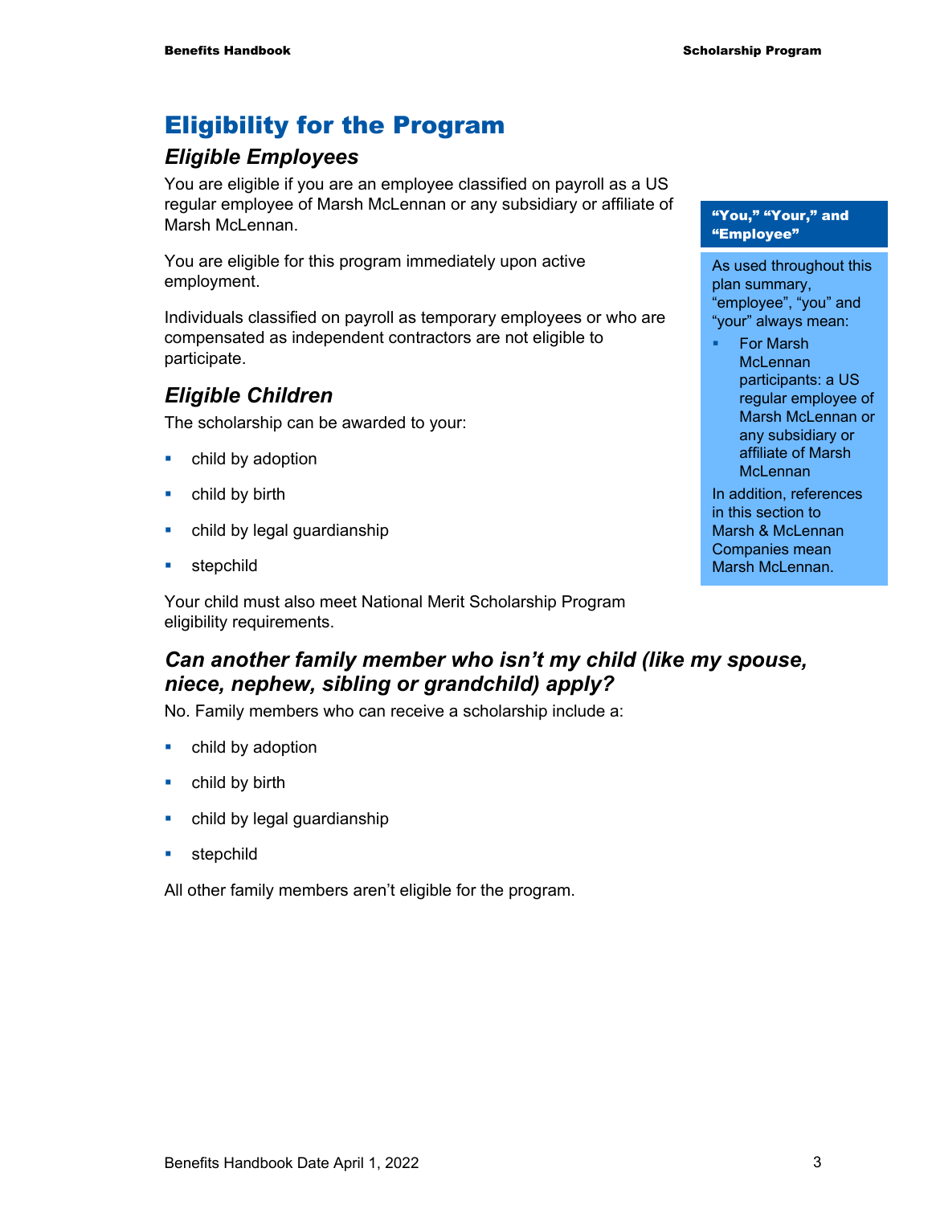# Eligibility for the Program

## *Eligible Employees*

You are eligible if you are an employee classified on payroll as a US regular employee of Marsh McLennan or any subsidiary or affiliate of Marsh McLennan.

You are eligible for this program immediately upon active employment.

Individuals classified on payroll as temporary employees or who are compensated as independent contractors are not eligible to participate.

**"You," "Your," and "Employee"**

As used throughout this plan summary, "employee", "you" and "your" always mean:

- For Marsh McLennan participants: a US regular employee of Marsh McLennan or any subsidiary or affiliate of Marsh McLennan

In addition, references in this section to Marsh & McLennan Companies mean Marsh McLennan.

## *Eligible Children*

The scholarship can be awarded to your:

- child by adoption
- child by birth
- child by legal guardianship
- stepchild

Your child must also meet National Merit Scholarship Program eligibility requirements.

### *Can another family member who isn't my child (like my spouse, niece, nephew, sibling or grandchild) apply?*

No. Family members who can receive a scholarship include a:

- child by adoption
- child by birth
- child by legal guardianship
- stepchild

All other family members aren't eligible for the program.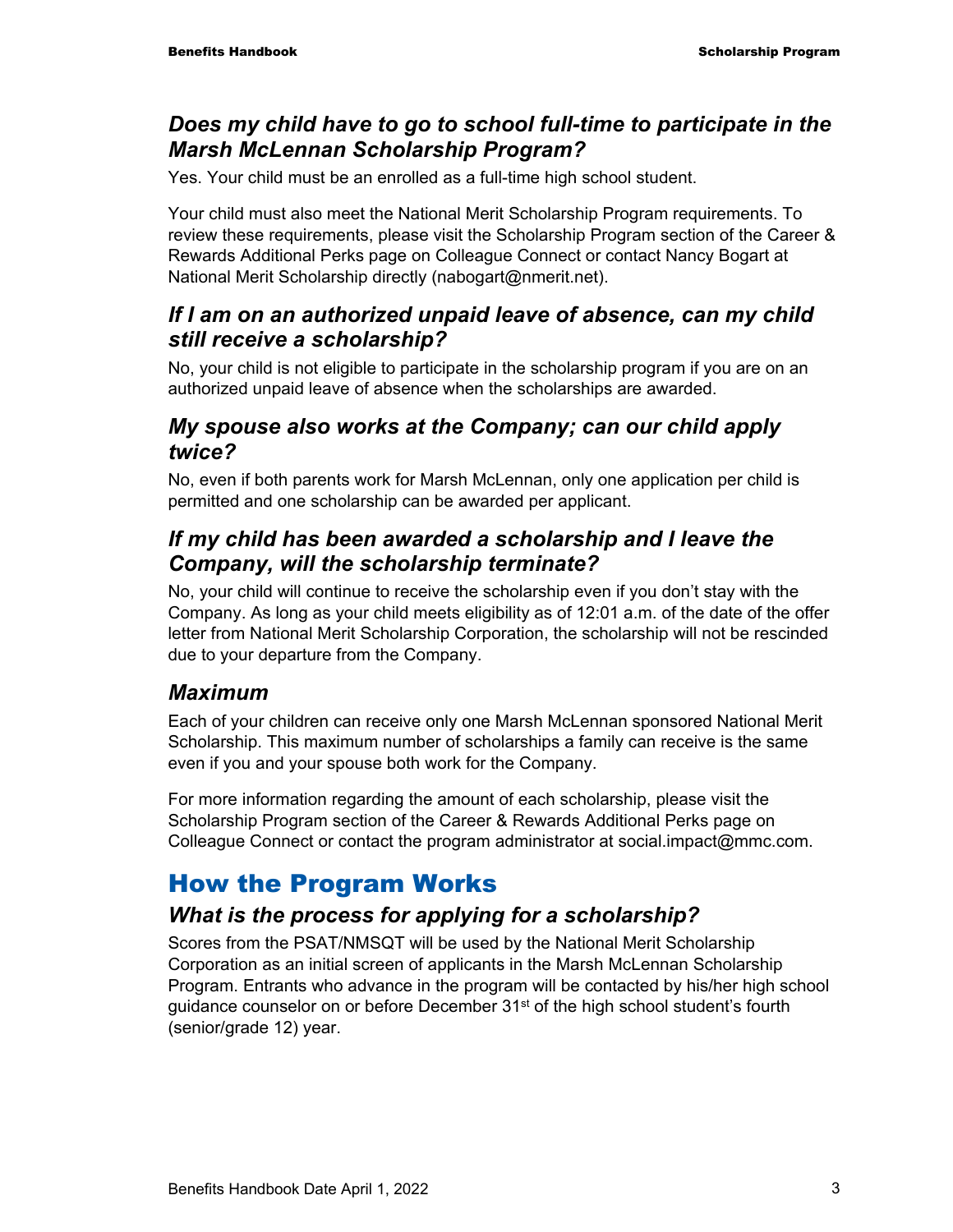### *Does my child have to go to school full-time to participate in the Marsh McLennan Scholarship Program?*

Yes. Your child must be an enrolled as a full-time high school student.

Your child must also meet the National Merit Scholarship Program requirements. To review these requirements, please visit the Scholarship Program section of the Career & Rewards Additional Perks page on Colleague Connect or contact Nancy Bogart at National Merit Scholarship directly (nabogart@nmerit.net).

### *If I am on an authorized unpaid leave of absence, can my child still receive a scholarship?*

No, your child is not eligible to participate in the scholarship program if you are on an authorized unpaid leave of absence when the scholarships are awarded.

### *My spouse also works at the Company; can our child apply twice?*

No, even if both parents work for Marsh McLennan, only one application per child is permitted and one scholarship can be awarded per applicant.

### *If my child has been awarded a scholarship and I leave the Company, will the scholarship terminate?*

No, your child will continue to receive the scholarship even if you don't stay with the Company. As long as your child meets eligibility as of 12:01 a.m. of the date of the offer letter from National Merit Scholarship Corporation, the scholarship will not be rescinded due to your departure from the Company.

### *Maximum*

Each of your children can receive only one Marsh McLennan sponsored National Merit Scholarship. This maximum number of scholarships a family can receive is the same even if you and your spouse both work for the Company.

For more information regarding the amount of each scholarship, please visit the Scholarship Program section of the Career & Rewards Additional Perks page on Colleague Connect or contact the program administrator at social.impact@mmc.com.

## How the Program Works

### *What is the process for applying for a scholarship?*

Scores from the PSAT/NMSQT will be used by the National Merit Scholarship Corporation as an initial screen of applicants in the Marsh McLennan Scholarship Program. Entrants who advance in the program will be contacted by his/her high school guidance counselor on or before December 31st of the high school student's fourth (senior/grade 12) year.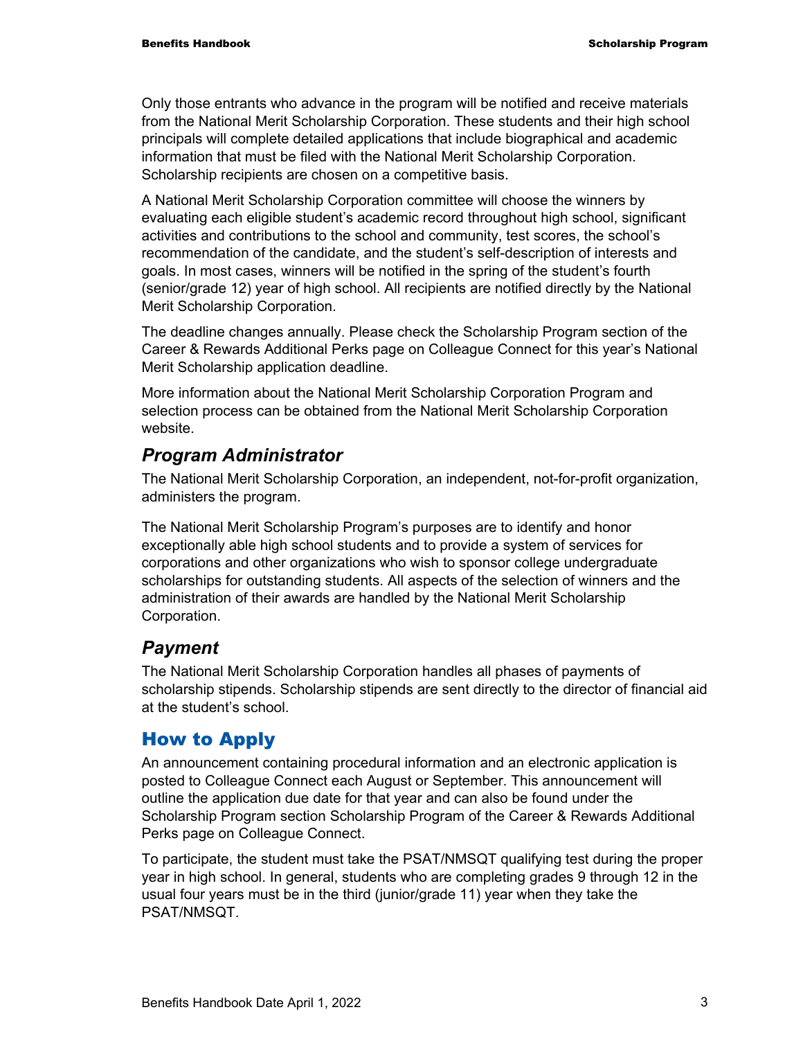Only those entrants who advance in the program will be notified and receive materials from the National Merit Scholarship Corporation. These students and their high school principals will complete detailed applications that include biographical and academic information that must be filed with the National Merit Scholarship Corporation. Scholarship recipients are chosen on a competitive basis.

A National Merit Scholarship Corporation committee will choose the winners by evaluating each eligible student's academic record throughout high school, significant activities and contributions to the school and community, test scores, the school's recommendation of the candidate, and the student's self-description of interests and goals. In most cases, winners will be notified in the spring of the student's fourth (senior/grade 12) year of high school. All recipients are notified directly by the National Merit Scholarship Corporation.

The deadline changes annually. Please check the Scholarship Program section of the Career & Rewards Additional Perks page on Colleague Connect for this year's National Merit Scholarship application deadline.

More information about the National Merit Scholarship Corporation Program and selection process can be obtained from the National Merit Scholarship Corporation website.

### *Program Administrator*

The National Merit Scholarship Corporation, an independent, not-for-profit organization, administers the program.

The National Merit Scholarship Program's purposes are to identify and honor exceptionally able high school students and to provide a system of services for corporations and other organizations who wish to sponsor college undergraduate scholarships for outstanding students. All aspects of the selection of winners and the administration of their awards are handled by the National Merit Scholarship Corporation.

### *Payment*

The National Merit Scholarship Corporation handles all phases of payments of scholarship stipends. Scholarship stipends are sent directly to the director of financial aid at the student's school.

## How to Apply

An announcement containing procedural information and an electronic application is posted to Colleague Connect each August or September. This announcement will outline the application due date for that year and can also be found under the Scholarship Program section Scholarship Program of the Career & Rewards Additional Perks page on Colleague Connect.

To participate, the student must take the PSAT/NMSQT qualifying test during the proper year in high school. In general, students who are completing grades 9 through 12 in the usual four years must be in the third (junior/grade 11) year when they take the PSAT/NMSQT.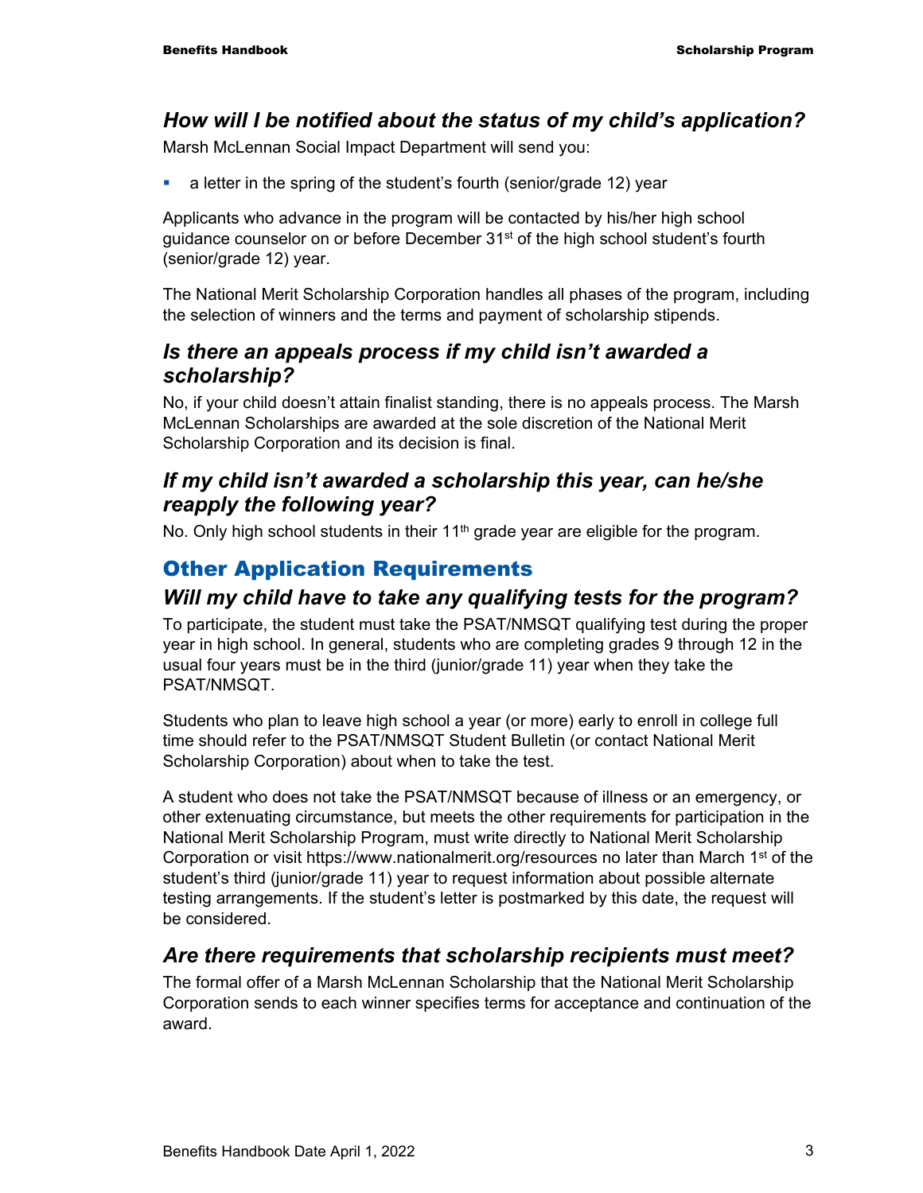### *How will I be notified about the status of my child's application?*

Marsh McLennan Social Impact Department will send you:

- a letter in the spring of the student's fourth (senior/grade 12) year

Applicants who advance in the program will be contacted by his/her high school guidance counselor on or before December 31st of the high school student's fourth (senior/grade 12) year.

The National Merit Scholarship Corporation handles all phases of the program, including the selection of winners and the terms and payment of scholarship stipends.

### *Is there an appeals process if my child isn't awarded a scholarship?*

No, if your child doesn't attain finalist standing, there is no appeals process. The Marsh McLennan Scholarships are awarded at the sole discretion of the National Merit Scholarship Corporation and its decision is final.

### *If my child isn't awarded a scholarship this year, can he/she reapply the following year?*

No. Only high school students in their 11th grade year are eligible for the program.

## Other Application Requirements

### *Will my child have to take any qualifying tests for the program?*

To participate, the student must take the PSAT/NMSQT qualifying test during the proper year in high school. In general, students who are completing grades 9 through 12 in the usual four years must be in the third (junior/grade 11) year when they take the PSAT/NMSQT.

Students who plan to leave high school a year (or more) early to enroll in college full time should refer to the PSAT/NMSQT Student Bulletin (or contact National Merit Scholarship Corporation) about when to take the test.

A student who does not take the PSAT/NMSQT because of illness or an emergency, or other extenuating circumstance, but meets the other requirements for participation in the National Merit Scholarship Program, must write directly to National Merit Scholarship Corporation or visit https://www.nationalmerit.org/resources no later than March 1st of the student's third (junior/grade 11) year to request information about possible alternate testing arrangements. If the student's letter is postmarked by this date, the request will be considered.

### *Are there requirements that scholarship recipients must meet?*

The formal offer of a Marsh McLennan Scholarship that the National Merit Scholarship Corporation sends to each winner specifies terms for acceptance and continuation of the award.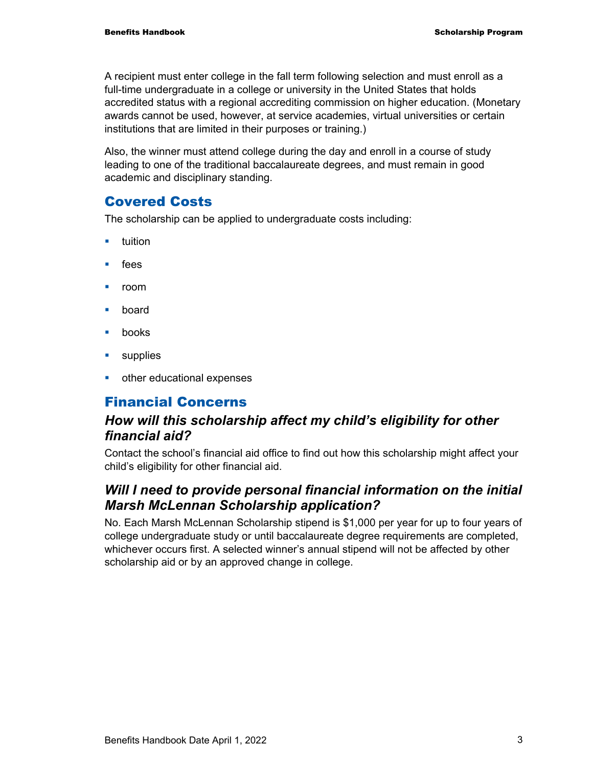A recipient must enter college in the fall term following selection and must enroll as a full-time undergraduate in a college or university in the United States that holds accredited status with a regional accrediting commission on higher education. (Monetary awards cannot be used, however, at service academies, virtual universities or certain institutions that are limited in their purposes or training.)

Also, the winner must attend college during the day and enroll in a course of study leading to one of the traditional baccalaureate degrees, and must remain in good academic and disciplinary standing.

## Covered Costs

The scholarship can be applied to undergraduate costs including:

- tuition
- fees
- room
- board
- books
- supplies
- other educational expenses

## Financial Concerns

### *How will this scholarship affect my child's eligibility for other financial aid?*

Contact the school's financial aid office to find out how this scholarship might affect your child's eligibility for other financial aid.

### *Will I need to provide personal financial information on the initial Marsh McLennan Scholarship application?*

No. Each Marsh McLennan Scholarship stipend is $1,000 per year for up to four years of college undergraduate study or until baccalaureate degree requirements are completed, whichever occurs first. A selected winner's annual stipend will not be affected by other scholarship aid or by an approved change in college.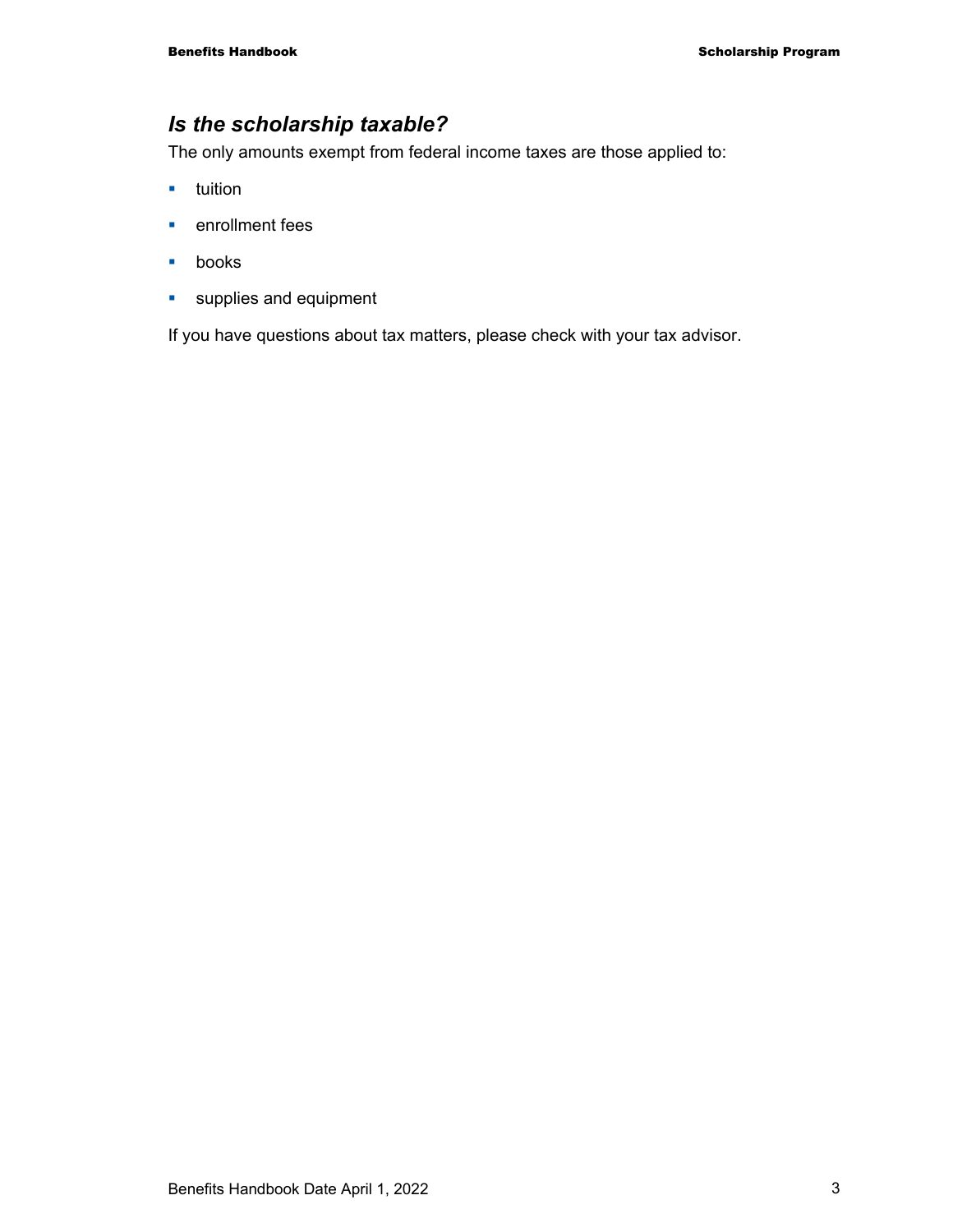### *Is the scholarship taxable?*

The only amounts exempt from federal income taxes are those applied to:

- tuition
- enrollment fees
- books
- supplies and equipment

If you have questions about tax matters, please check with your tax advisor.